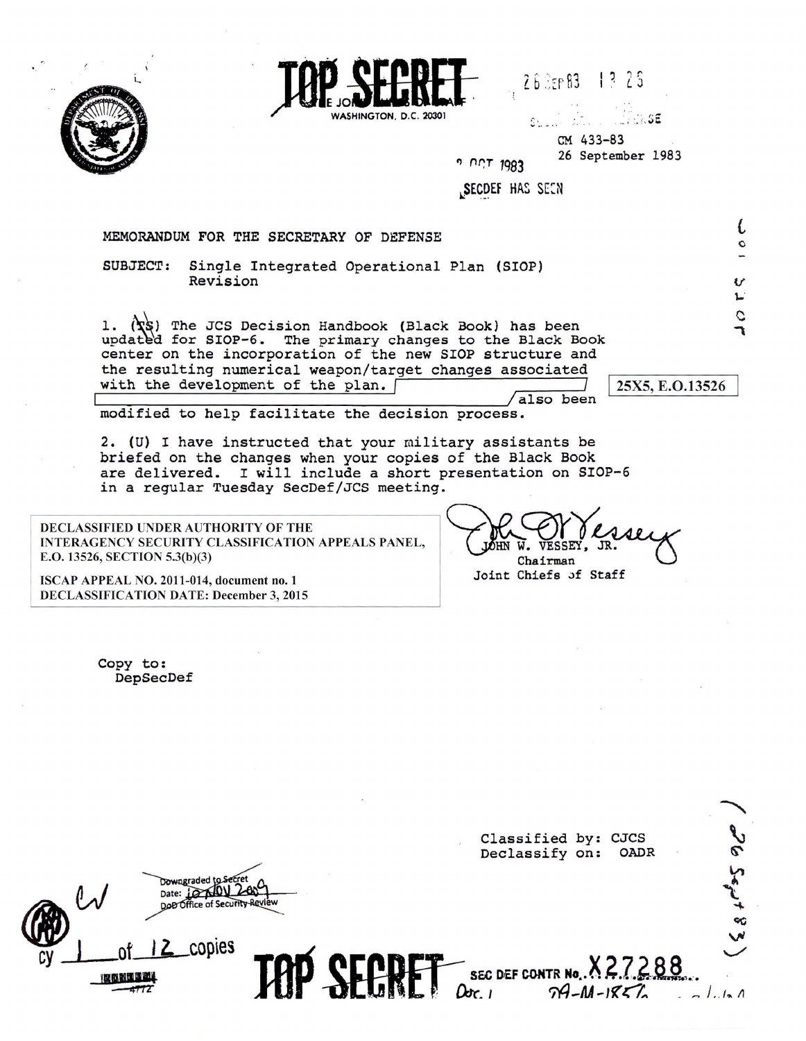**TOP SECRET**

THE JOINT CHIEFS OF STAFF
WASHINGTON, D.C. 20301

26 SEP 83 13 25

CM 433-83
26 September 1983

2 OCT 1983

SECDEF HAS SEEN

MEMORANDUM FOR THE SECRETARY OF DEFENSE

SUBJECT: Single Integrated Operational Plan (SIOP) Revision

1. (TS) The JCS Decision Handbook (Black Book) has been updated for SIOP-6. The primary changes to the Black Book center on the incorporation of the new SIOP structure and the resulting numerical weapon/target changes associated with the development of the plan. [25X5, E.O.13526] also been modified to help facilitate the decision process.

2. (U) I have instructed that your military assistants be briefed on the changes when your copies of the Black Book are delivered. I will include a short presentation on SIOP-6 in a regular Tuesday SecDef/JCS meeting.

DECLASSIFIED UNDER AUTHORITY OF THE INTERAGENCY SECURITY CLASSIFICATION APPEALS PANEL, E.O. 13526, SECTION 5.3(b)(3)

ISCAP APPEAL NO. 2011-014, document no. 1
DECLASSIFICATION DATE: December 3, 2015

JOHN W. VESSEY, JR.
Chairman
Joint Chiefs of Staff

Copy to:
DepSecDef

Classified by: CJCS
Declassify on: OADR

Downgraded to Secret
Date: 10 NOV 2009
DoD Office of Security Review

cy 1 of 12 copies

**TOP SECRET**

SEC DEF CONTR No. X27288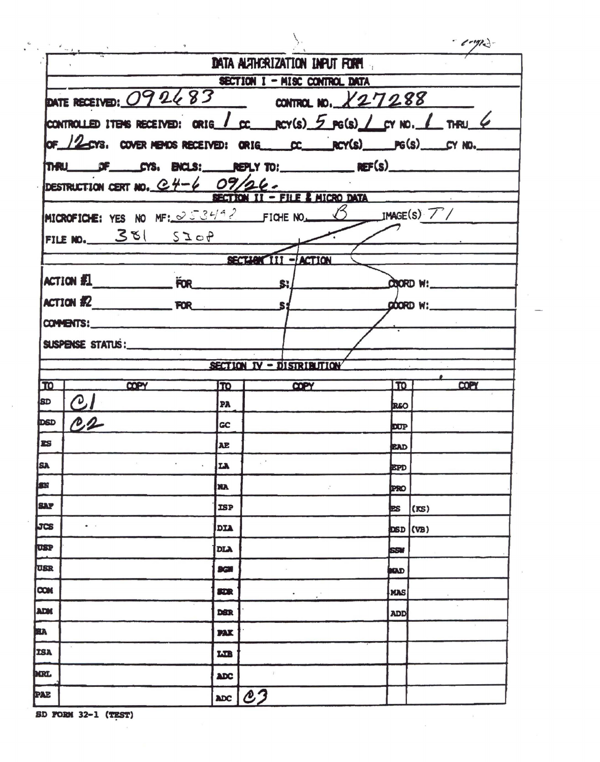# DATA AUTHORIZATION INPUT FORM

## SECTION I - MISC CONTROL DATA

DATE RECEIVED: 092683 CONTROL NO. X27288

CONTROLLED ITEMS RECEIVED: ORIG 1 CC ___ RCY(S) 5 PG(S) 1 CY NO. 1 THRU 6 OF 12 CYS. COVER MEMOS RECEIVED: ORIG ___ CC ___ RCY(S) ___ PG(S) ___ CY NO. ___ THRU ___ OF ___ CYS. ENCLS: ___ REPLY TO: ___ REF(S) ___

DESTRUCTION CERT NO. C4-6 09/26.

## SECTION II - FILE & MICRO DATA

MICROFICHE: YES NO MF: 253492 FICHE NO. B IMAGE(S) T1

FILE NO. 381 SIOP

## SECTION III - ACTION

ACTION #1 ___ FOR ___ S: ___ COORD W: ___

ACTION #2 ___ FOR ___ S: ___ COORD W: ___

COMMENTS: ___

SUSPENSE STATUS: ___

## SECTION IV - DISTRIBUTION

| TO | COPY | TO | COPY | TO | COPY |
|---|---|---|---|---|---|
| SD | C1 | PA | | R&O | |
| DSD | C2 | GC | | DUP | |
| ES | | AE | | EAD | |
| SA | | LA | | EPD | |
| SN | | MA | | PRO | |
| SAF | | ISP | | ES | (KS) |
| JCS | | DIA | | DSD | (VB) |
| USP | | DLA | | SSW | |
| USR | | BGM | | MAD | |
| COM | | SDR | | MAS | |
| ADM | | DSR | | ADD | |
| HA | | PAK | | | |
| ISA | | LIB | | | |
| MRL | | ADC | | | |
| PAE | | ADC | C3 | | |

SD FORM 32-1 (TEST)